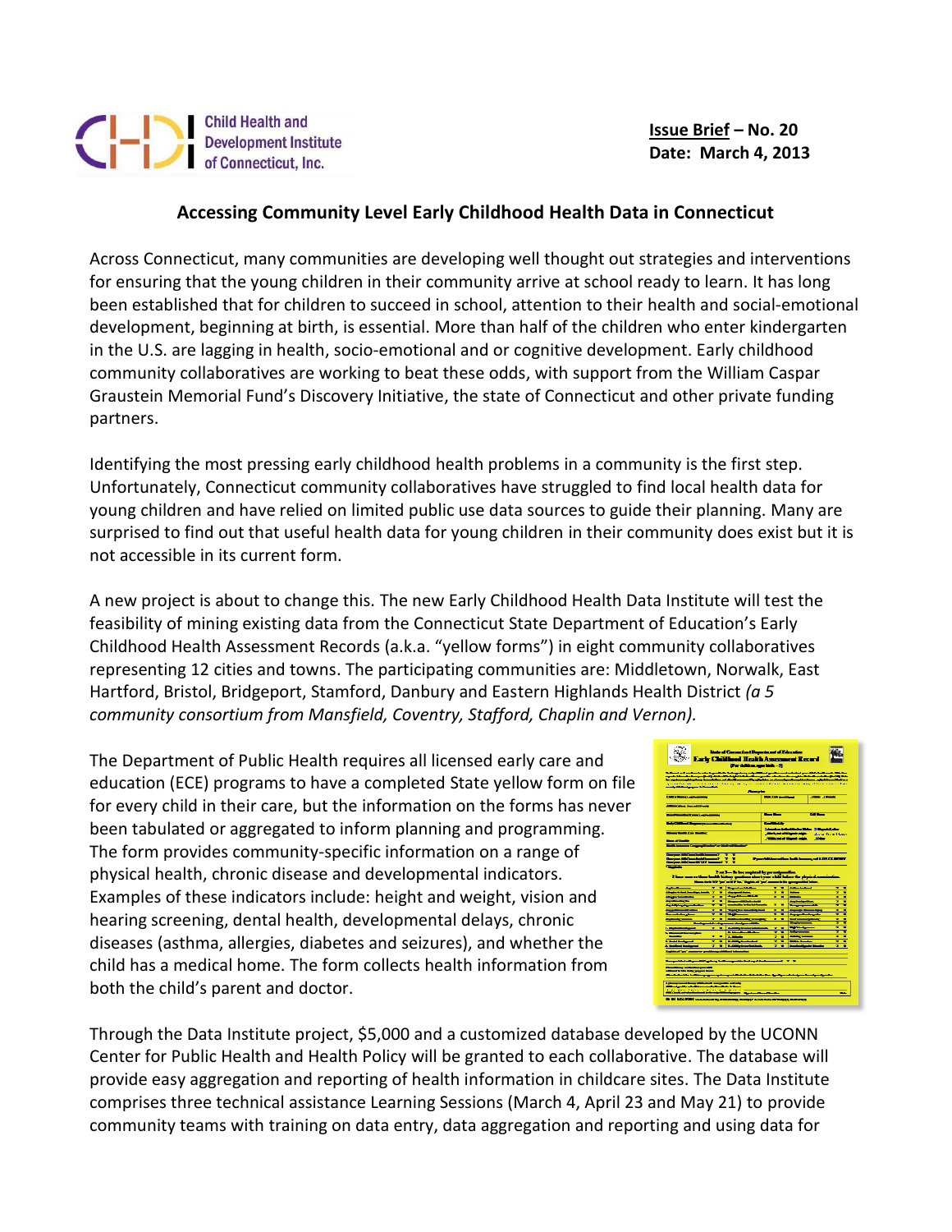Child Health and Development Institute of Connecticut, Inc.

**Issue Brief – No. 20**
**Date: March 4, 2013**

## Accessing Community Level Early Childhood Health Data in Connecticut

Across Connecticut, many communities are developing well thought out strategies and interventions for ensuring that the young children in their community arrive at school ready to learn. It has long been established that for children to succeed in school, attention to their health and social-emotional development, beginning at birth, is essential. More than half of the children who enter kindergarten in the U.S. are lagging in health, socio-emotional and or cognitive development. Early childhood community collaboratives are working to beat these odds, with support from the William Caspar Graustein Memorial Fund's Discovery Initiative, the state of Connecticut and other private funding partners.

Identifying the most pressing early childhood health problems in a community is the first step. Unfortunately, Connecticut community collaboratives have struggled to find local health data for young children and have relied on limited public use data sources to guide their planning. Many are surprised to find out that useful health data for young children in their community does exist but it is not accessible in its current form.

A new project is about to change this. The new Early Childhood Health Data Institute will test the feasibility of mining existing data from the Connecticut State Department of Education's Early Childhood Health Assessment Records (a.k.a. "yellow forms") in eight community collaboratives representing 12 cities and towns. The participating communities are: Middletown, Norwalk, East Hartford, Bristol, Bridgeport, Stamford, Danbury and Eastern Highlands Health District *(a 5 community consortium from Mansfield, Coventry, Stafford, Chaplin and Vernon).*

The Department of Public Health requires all licensed early care and education (ECE) programs to have a completed State yellow form on file for every child in their care, but the information on the forms has never been tabulated or aggregated to inform planning and programming. The form provides community-specific information on a range of physical health, chronic disease and developmental indicators. Examples of these indicators include: height and weight, vision and hearing screening, dental health, developmental delays, chronic diseases (asthma, allergies, diabetes and seizures), and whether the child has a medical home. The form collects health information from both the child's parent and doctor.

Through the Data Institute project, $5,000 and a customized database developed by the UCONN Center for Public Health and Health Policy will be granted to each collaborative. The database will provide easy aggregation and reporting of health information in childcare sites. The Data Institute comprises three technical assistance Learning Sessions (March 4, April 23 and May 21) to provide community teams with training on data entry, data aggregation and reporting and using data for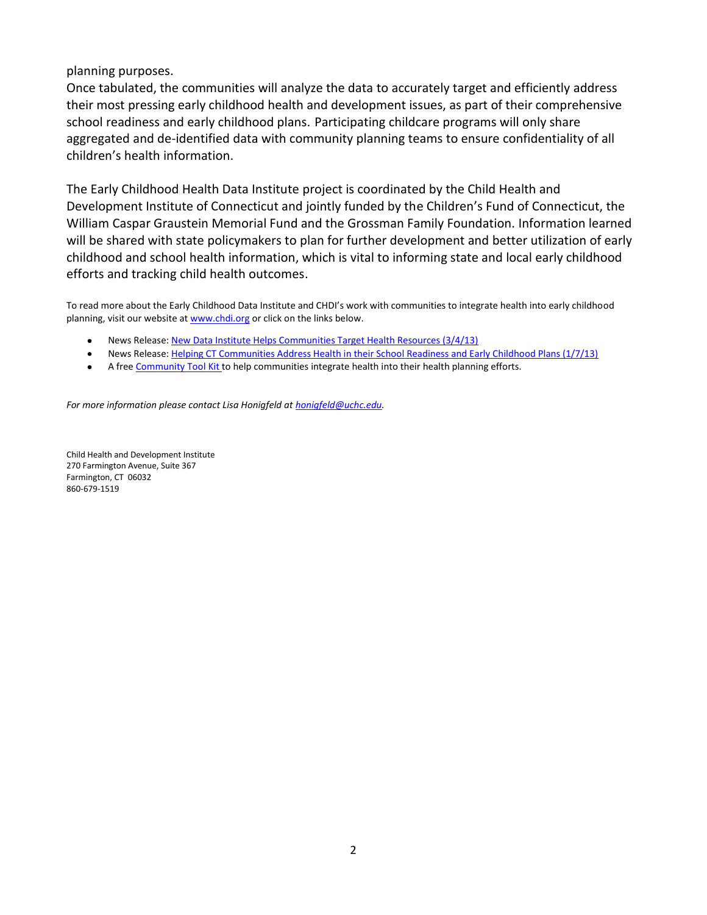planning purposes.

Once tabulated, the communities will analyze the data to accurately target and efficiently address their most pressing early childhood health and development issues, as part of their comprehensive school readiness and early childhood plans. Participating childcare programs will only share aggregated and de-identified data with community planning teams to ensure confidentiality of all children's health information.

The Early Childhood Health Data Institute project is coordinated by the Child Health and Development Institute of Connecticut and jointly funded by the Children's Fund of Connecticut, the William Caspar Graustein Memorial Fund and the Grossman Family Foundation. Information learned will be shared with state policymakers to plan for further development and better utilization of early childhood and school health information, which is vital to informing state and local early childhood efforts and tracking child health outcomes.

To read more about the Early Childhood Data Institute and CHDI's work with communities to integrate health into early childhood planning, visit our website at www.chdi.org or click on the links below.

- News Release: New Data Institute Helps Communities Target Health Resources (3/4/13)
- News Release: Helping CT Communities Address Health in their School Readiness and Early Childhood Plans (1/7/13)
- A free Community Tool Kit to help communities integrate health into their health planning efforts.

*For more information please contact Lisa Honigfeld at honigfeld@uchc.edu.*

Child Health and Development Institute
270 Farmington Avenue, Suite 367
Farmington, CT 06032
860-679-1519